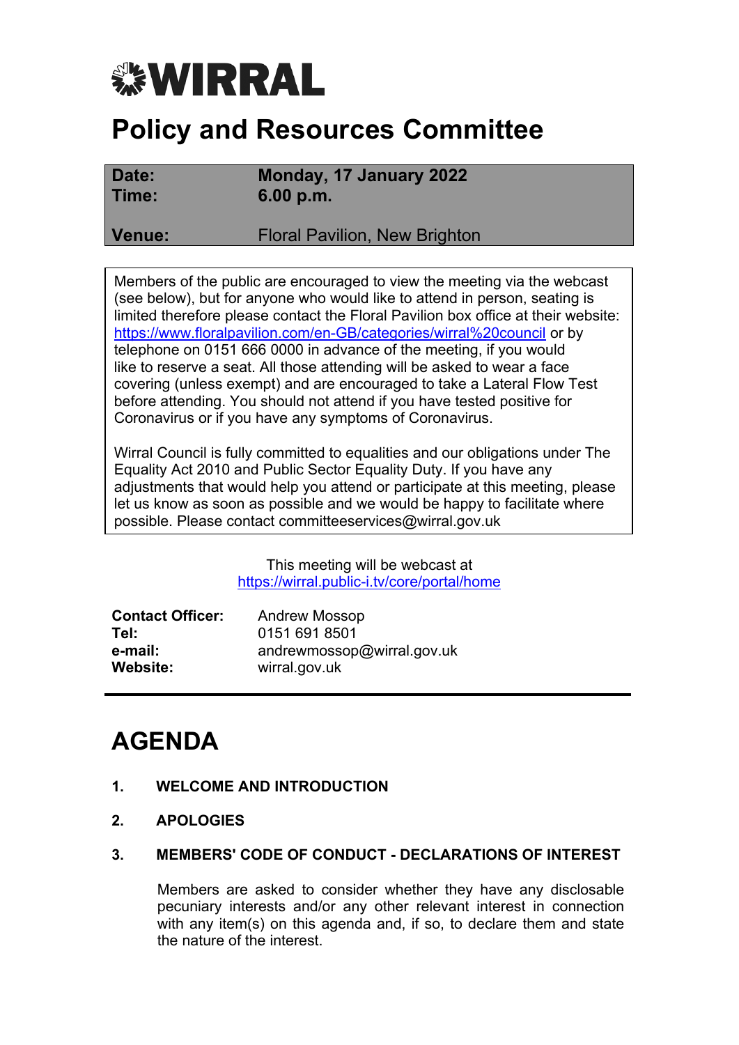# WIRRAL

# Policy and Resources Committee

| | |
|---|---|
| **Date:** | **Monday, 17 January 2022** |
| **Time:** | **6.00 p.m.** |
| **Venue:** | Floral Pavilion, New Brighton |

Members of the public are encouraged to view the meeting via the webcast (see below), but for anyone who would like to attend in person, seating is limited therefore please contact the Floral Pavilion box office at their website: https://www.floralpavilion.com/en-GB/categories/wirral%20council or by telephone on 0151 666 0000 in advance of the meeting, if you would like to reserve a seat. All those attending will be asked to wear a face covering (unless exempt) and are encouraged to take a Lateral Flow Test before attending. You should not attend if you have tested positive for Coronavirus or if you have any symptoms of Coronavirus.

Wirral Council is fully committed to equalities and our obligations under The Equality Act 2010 and Public Sector Equality Duty. If you have any adjustments that would help you attend or participate at this meeting, please let us know as soon as possible and we would be happy to facilitate where possible. Please contact committeeservices@wirral.gov.uk

This meeting will be webcast at
https://wirral.public-i.tv/core/portal/home

| | |
|---|---|
| **Contact Officer:** | Andrew Mossop |
| **Tel:** | 0151 691 8501 |
| **e-mail:** | andrewmossop@wirral.gov.uk |
| **Website:** | wirral.gov.uk |

# AGENDA

1. **WELCOME AND INTRODUCTION**

2. **APOLOGIES**

3. **MEMBERS' CODE OF CONDUCT - DECLARATIONS OF INTEREST**

   Members are asked to consider whether they have any disclosable pecuniary interests and/or any other relevant interest in connection with any item(s) on this agenda and, if so, to declare them and state the nature of the interest.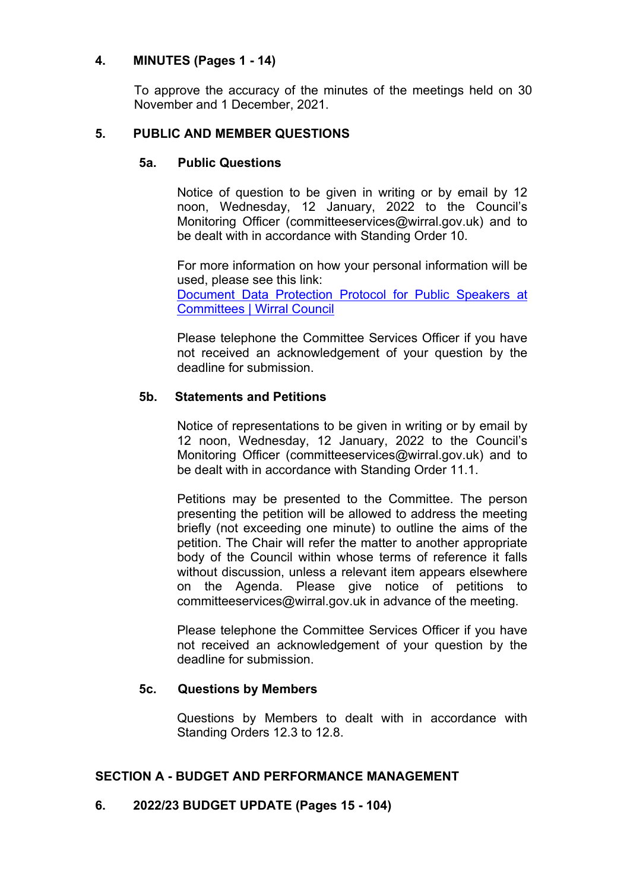## 4. MINUTES (Pages 1 - 14)

To approve the accuracy of the minutes of the meetings held on 30 November and 1 December, 2021.

## 5. PUBLIC AND MEMBER QUESTIONS

### 5a. Public Questions

Notice of question to be given in writing or by email by 12 noon, Wednesday, 12 January, 2022 to the Council's Monitoring Officer (committeeservices@wirral.gov.uk) and to be dealt with in accordance with Standing Order 10.

For more information on how your personal information will be used, please see this link: [Document Data Protection Protocol for Public Speakers at Committees | Wirral Council]()

Please telephone the Committee Services Officer if you have not received an acknowledgement of your question by the deadline for submission.

### 5b. Statements and Petitions

Notice of representations to be given in writing or by email by 12 noon, Wednesday, 12 January, 2022 to the Council's Monitoring Officer (committeeservices@wirral.gov.uk) and to be dealt with in accordance with Standing Order 11.1.

Petitions may be presented to the Committee. The person presenting the petition will be allowed to address the meeting briefly (not exceeding one minute) to outline the aims of the petition. The Chair will refer the matter to another appropriate body of the Council within whose terms of reference it falls without discussion, unless a relevant item appears elsewhere on the Agenda. Please give notice of petitions to committeeservices@wirral.gov.uk in advance of the meeting.

Please telephone the Committee Services Officer if you have not received an acknowledgement of your question by the deadline for submission.

### 5c. Questions by Members

Questions by Members to dealt with in accordance with Standing Orders 12.3 to 12.8.

## SECTION A - BUDGET AND PERFORMANCE MANAGEMENT

## 6. 2022/23 BUDGET UPDATE (Pages 15 - 104)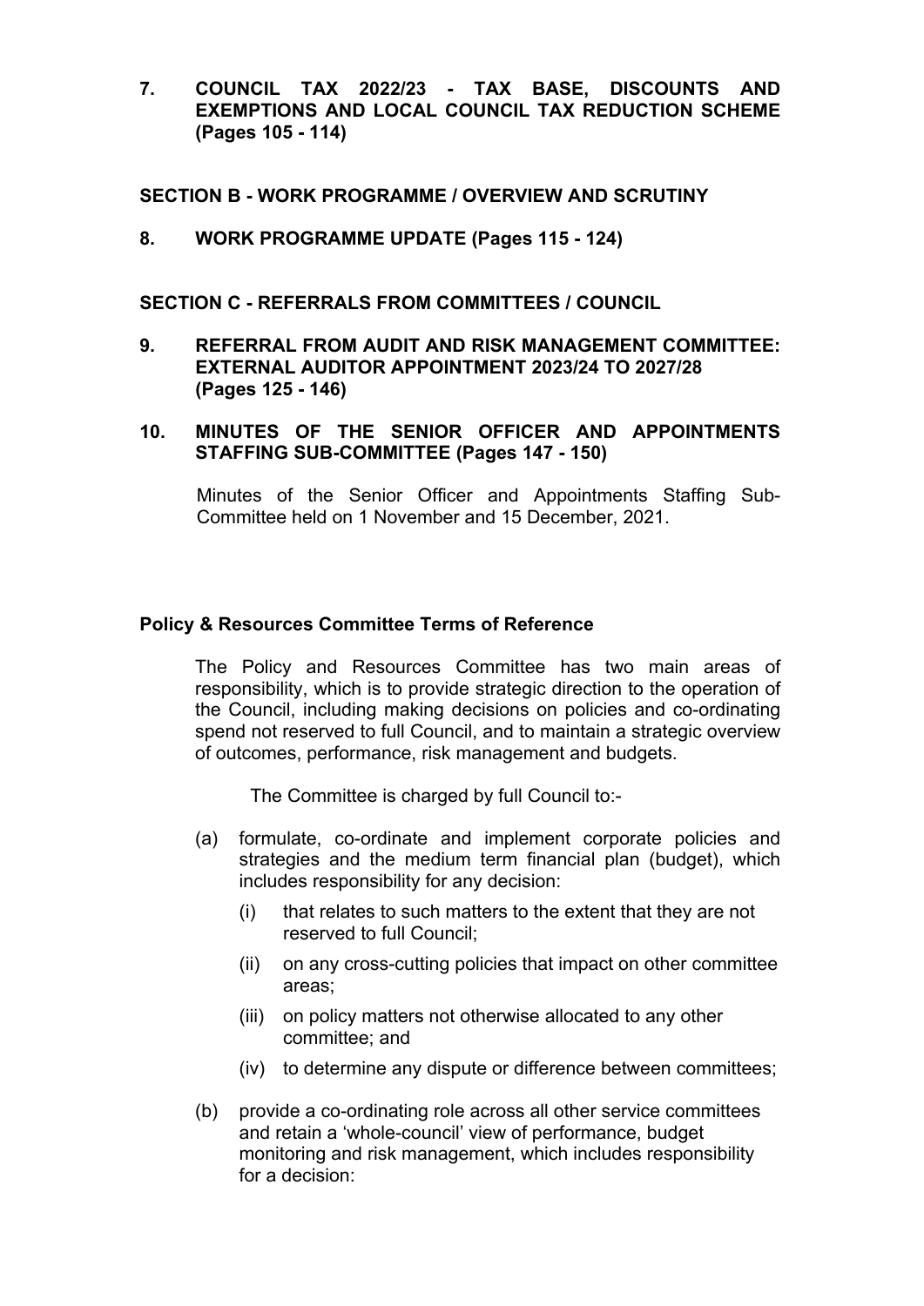**7. COUNCIL TAX 2022/23 - TAX BASE, DISCOUNTS AND EXEMPTIONS AND LOCAL COUNCIL TAX REDUCTION SCHEME (Pages 105 - 114)**

**SECTION B - WORK PROGRAMME / OVERVIEW AND SCRUTINY**

**8. WORK PROGRAMME UPDATE (Pages 115 - 124)**

**SECTION C - REFERRALS FROM COMMITTEES / COUNCIL**

**9. REFERRAL FROM AUDIT AND RISK MANAGEMENT COMMITTEE: EXTERNAL AUDITOR APPOINTMENT 2023/24 TO 2027/28 (Pages 125 - 146)**

**10. MINUTES OF THE SENIOR OFFICER AND APPOINTMENTS STAFFING SUB-COMMITTEE (Pages 147 - 150)**

Minutes of the Senior Officer and Appointments Staffing Sub-Committee held on 1 November and 15 December, 2021.

**Policy & Resources Committee Terms of Reference**

The Policy and Resources Committee has two main areas of responsibility, which is to provide strategic direction to the operation of the Council, including making decisions on policies and co-ordinating spend not reserved to full Council, and to maintain a strategic overview of outcomes, performance, risk management and budgets.

The Committee is charged by full Council to:-

(a) formulate, co-ordinate and implement corporate policies and strategies and the medium term financial plan (budget), which includes responsibility for any decision:

- (i) that relates to such matters to the extent that they are not reserved to full Council;
- (ii) on any cross-cutting policies that impact on other committee areas;
- (iii) on policy matters not otherwise allocated to any other committee; and
- (iv) to determine any dispute or difference between committees;

(b) provide a co-ordinating role across all other service committees and retain a 'whole-council' view of performance, budget monitoring and risk management, which includes responsibility for a decision: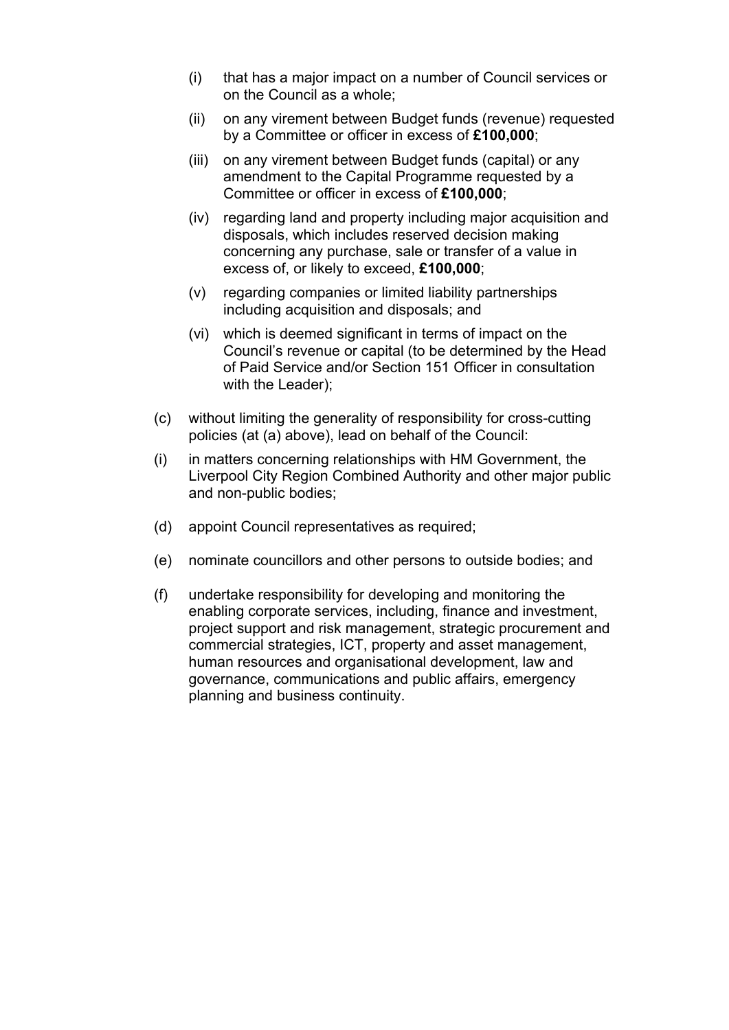- (i) that has a major impact on a number of Council services or on the Council as a whole;
- (ii) on any virement between Budget funds (revenue) requested by a Committee or officer in excess of **£100,000**;
- (iii) on any virement between Budget funds (capital) or any amendment to the Capital Programme requested by a Committee or officer in excess of **£100,000**;
- (iv) regarding land and property including major acquisition and disposals, which includes reserved decision making concerning any purchase, sale or transfer of a value in excess of, or likely to exceed, **£100,000**;
- (v) regarding companies or limited liability partnerships including acquisition and disposals; and
- (vi) which is deemed significant in terms of impact on the Council's revenue or capital (to be determined by the Head of Paid Service and/or Section 151 Officer in consultation with the Leader);

(c) without limiting the generality of responsibility for cross-cutting policies (at (a) above), lead on behalf of the Council:

(i) in matters concerning relationships with HM Government, the Liverpool City Region Combined Authority and other major public and non-public bodies;

(d) appoint Council representatives as required;

(e) nominate councillors and other persons to outside bodies; and

(f) undertake responsibility for developing and monitoring the enabling corporate services, including, finance and investment, project support and risk management, strategic procurement and commercial strategies, ICT, property and asset management, human resources and organisational development, law and governance, communications and public affairs, emergency planning and business continuity.